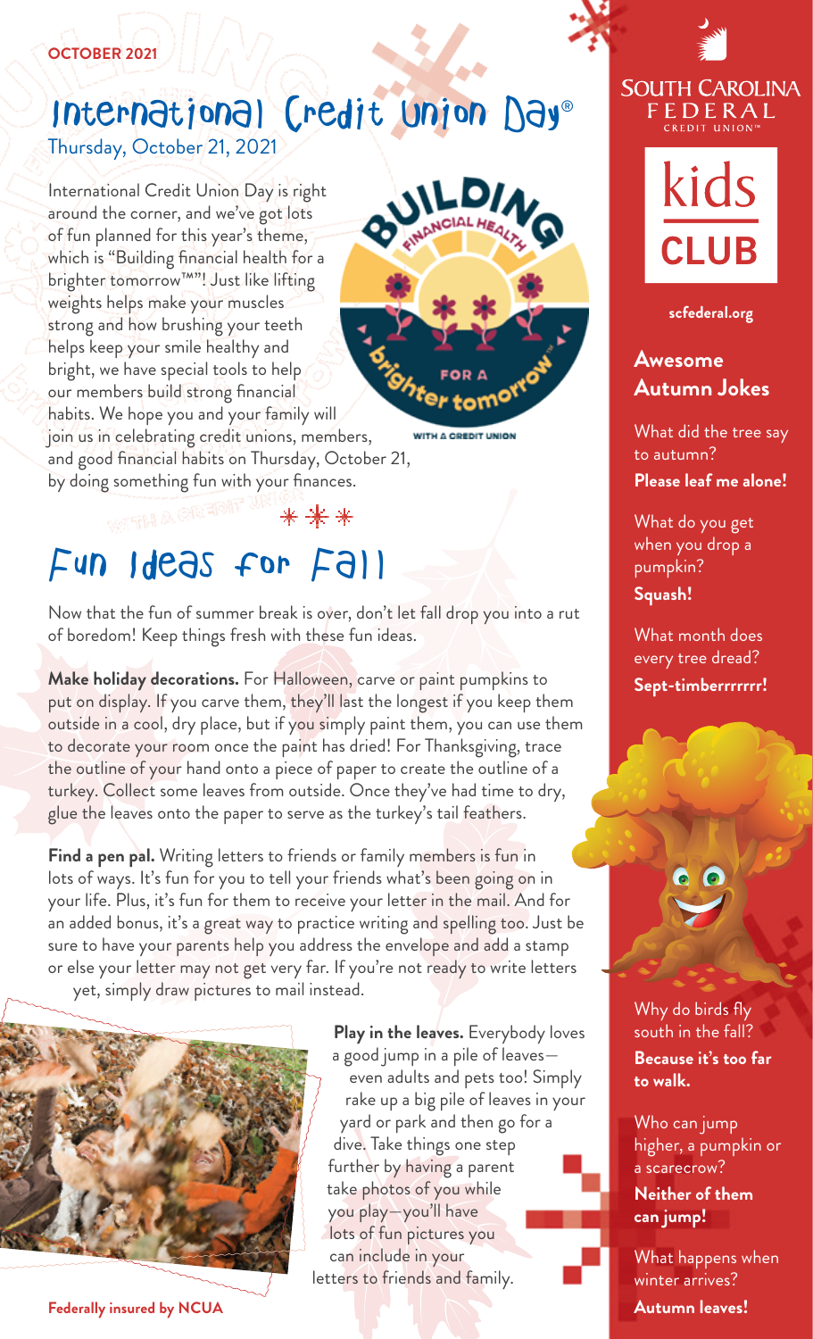OCTOBER 2021

# International Credit Union Day®

Thursday, October 21, 2021

International Credit Union Day is right around the corner, and we've got lots of fun planned for this year's theme, which is "Building financial health for a brighter tomorrow™"! Just like lifting weights helps make your muscles strong and how brushing your teeth helps keep your smile healthy and bright, we have special tools to help our members build strong financial habits. We hope you and your family will join us in celebrating credit unions, members, and good financial habits on Thursday, October 21, by doing something fun with your finances.

BUILDING FINANCIAL HEALTH FOR A brighter tomorrow™ WITH A CREDIT UNION

# Fun Ideas for Fall

Now that the fun of summer break is over, don't let fall drop you into a rut of boredom! Keep things fresh with these fun ideas.

**Make holiday decorations.** For Halloween, carve or paint pumpkins to put on display. If you carve them, they'll last the longest if you keep them outside in a cool, dry place, but if you simply paint them, you can use them to decorate your room once the paint has dried! For Thanksgiving, trace the outline of your hand onto a piece of paper to create the outline of a turkey. Collect some leaves from outside. Once they've had time to dry, glue the leaves onto the paper to serve as the turkey's tail feathers.

**Find a pen pal.** Writing letters to friends or family members is fun in lots of ways. It's fun for you to tell your friends what's been going on in your life. Plus, it's fun for them to receive your letter in the mail. And for an added bonus, it's a great way to practice writing and spelling too. Just be sure to have your parents help you address the envelope and add a stamp or else your letter may not get very far. If you're not ready to write letters yet, simply draw pictures to mail instead.

**Play in the leaves.** Everybody loves a good jump in a pile of leaves—even adults and pets too! Simply rake up a big pile of leaves in your yard or park and then go for a dive. Take things one step further by having a parent take photos of you while you play—you'll have lots of fun pictures you can include in your letters to friends and family.

Federally insured by NCUA

SOUTH CAROLINA FEDERAL CREDIT UNION™

kids CLUB

scfederal.org

## Awesome Autumn Jokes

What did the tree say to autumn?
**Please leaf me alone!**

What do you get when you drop a pumpkin?
**Squash!**

What month does every tree dread?
**Sept-timberrrrrrr!**

Why do birds fly south in the fall?
**Because it's too far to walk.**

Who can jump higher, a pumpkin or a scarecrow?
**Neither of them can jump!**

What happens when winter arrives?
**Autumn leaves!**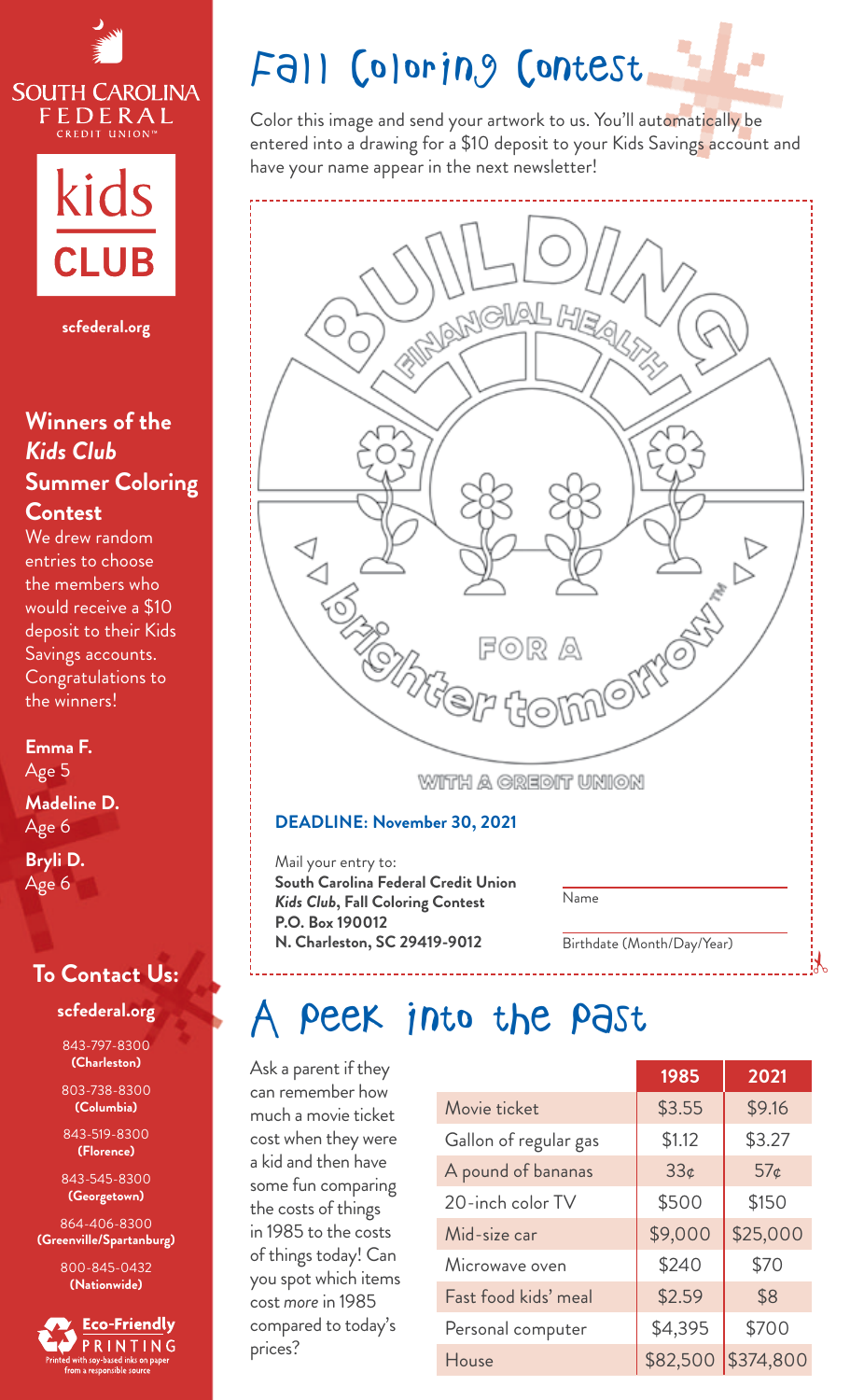SOUTH CAROLINA FEDERAL CREDIT UNION™

kids CLUB

scfederal.org

## Winners of the *Kids Club* Summer Coloring Contest

We drew random entries to choose the members who would receive a $10 deposit to their Kids Savings accounts. Congratulations to the winners!

**Emma F.**
Age 5

**Madeline D.**
Age 6

**Bryli D.**
Age 6

## To Contact Us:

**scfederal.org**

843-797-8300
**(Charleston)**

803-738-8300
**(Columbia)**

843-519-8300
**(Florence)**

843-545-8300
**(Georgetown)**

864-406-8300
**(Greenville/Spartanburg)**

800-845-0432
**(Nationwide)**

Eco-Friendly PRINTING
Printed with soy-based inks on paper from a responsible source

# Fall Coloring Contest

Color this image and send your artwork to us. You'll automatically be entered into a drawing for a $10 deposit to your Kids Savings account and have your name appear in the next newsletter!

BUILDING FINANCIAL HEALTH FOR A brighter tomorrow™ WITH A CREDIT UNION

**DEADLINE: November 30, 2021**

Mail your entry to:
**South Carolina Federal Credit Union**
***Kids Club*, Fall Coloring Contest**
**P.O. Box 190012**
**N. Charleston, SC 29419-9012**

Name

Birthdate (Month/Day/Year)

# A Peek into the Past

Ask a parent if they can remember how much a movie ticket cost when they were a kid and then have some fun comparing the costs of things in 1985 to the costs of things today! Can you spot which items cost *more* in 1985 compared to today's prices?

| | 1985 | 2021 |
|---|---|---|
| Movie ticket | $3.55 | $9.16 |
| Gallon of regular gas | $1.12 | $3.27 |
| A pound of bananas | 33¢ | 57¢ |
| 20-inch color TV | $500 | $150 |
| Mid-size car | $9,000 | $25,000 |
| Microwave oven | $240 | $70 |
| Fast food kids' meal | $2.59 | $8 |
| Personal computer | $4,395 | $700 |
| House | $82,500 | $374,800 |